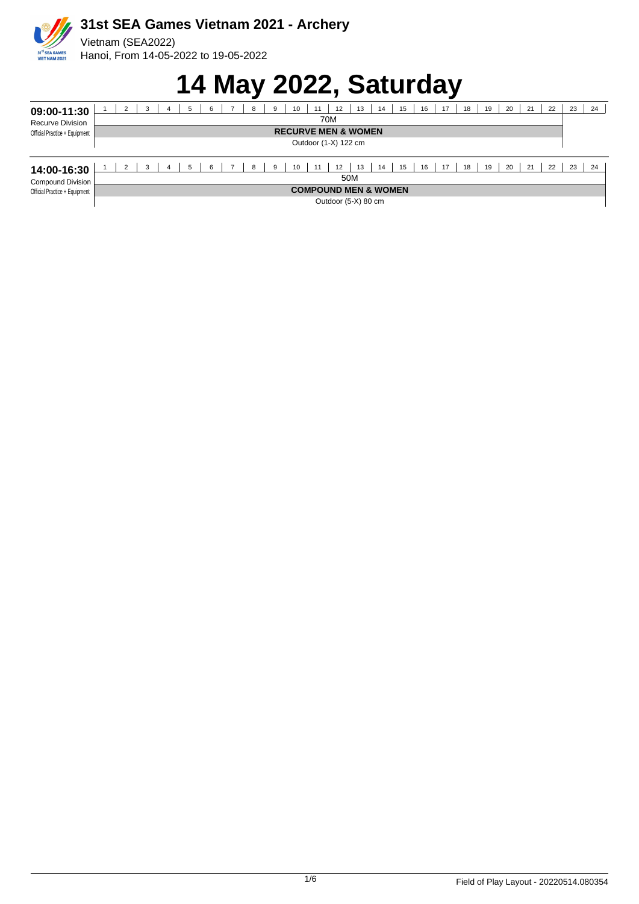# 31st SEA Games Vietnam 2021 - Archery

Vietnam (SEA2022)
Hanoi, From 14-05-2022 to 19-05-2022

# 14 May 2022, Saturday

| 09:00-11:30 | 1 | 2 | 3 | 4 | 5 | 6 | 7 | 8 | 9 | 10 | 11 | 12 | 13 | 14 | 15 | 16 | 17 | 18 | 19 | 20 | 21 | 22 | 23 | 24 |
|---|---|---|---|---|---|---|---|---|---|---|---|---|---|---|---|---|---|---|---|---|---|---|---|---|
| Recurve Division | 70M (targets 1-22) | | | | | | | | | | | | | | | | | | | | | | | |
| Official Practice + Equipment | **RECURVE MEN & WOMEN** | | | | | | | | | | | | | | | | | | | | | | | |
| | Outdoor (1-X) 122 cm | | | | | | | | | | | | | | | | | | | | | | | |

| 14:00-16:30 | 1 | 2 | 3 | 4 | 5 | 6 | 7 | 8 | 9 | 10 | 11 | 12 | 13 | 14 | 15 | 16 | 17 | 18 | 19 | 20 | 21 | 22 | 23 | 24 |
|---|---|---|---|---|---|---|---|---|---|---|---|---|---|---|---|---|---|---|---|---|---|---|---|---|
| Compound Division | 50M (targets 1-24) | | | | | | | | | | | | | | | | | | | | | | | |
| Official Practice + Equipment | **COMPOUND MEN & WOMEN** | | | | | | | | | | | | | | | | | | | | | | | |
| | Outdoor (5-X) 80 cm | | | | | | | | | | | | | | | | | | | | | | | |

Field of Play Layout - 20220514.080354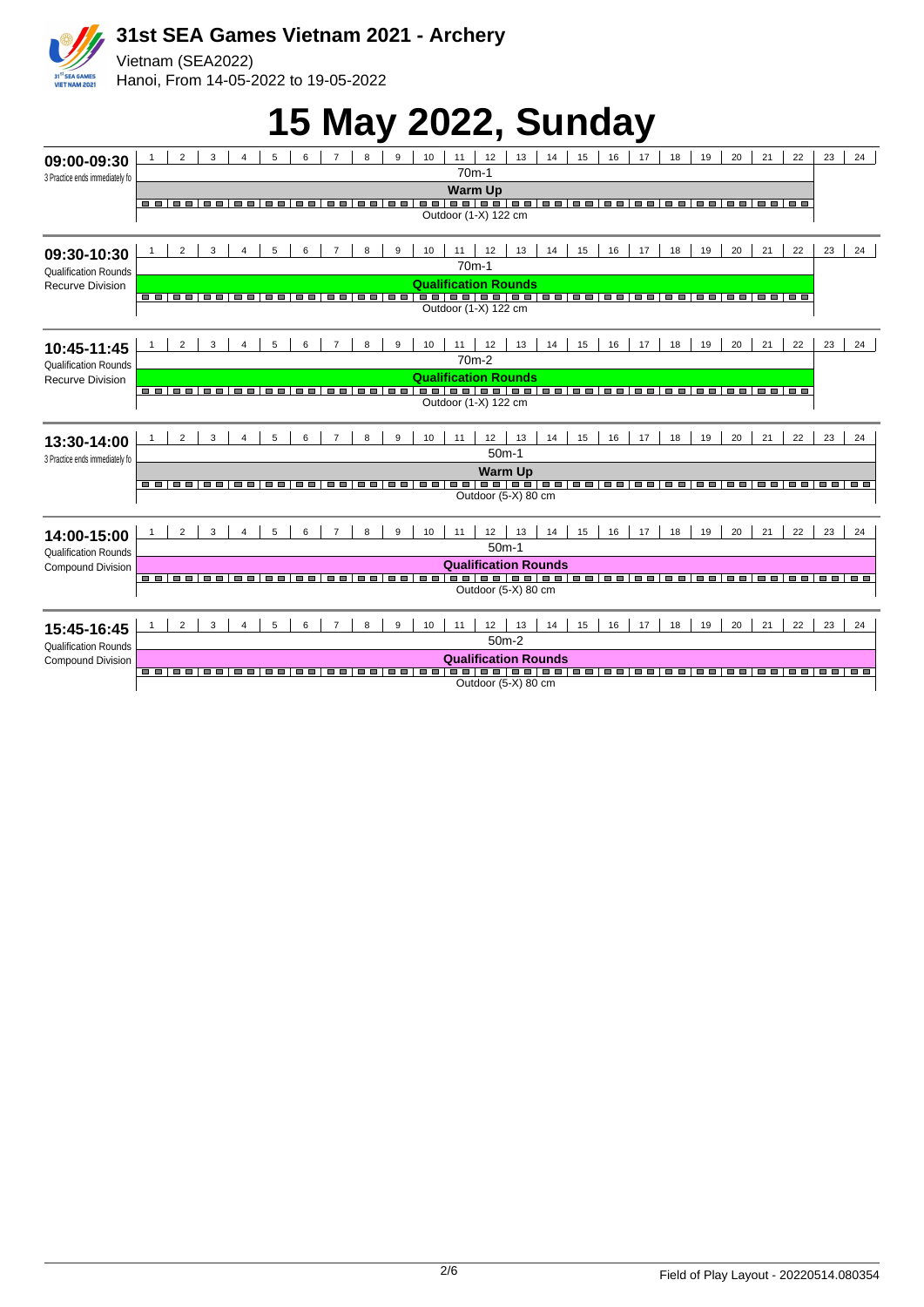# 31st SEA Games Vietnam 2021 - Archery

Vietnam (SEA2022)
Hanoi, From 14-05-2022 to 19-05-2022

# 15 May 2022, Sunday

**09:00-09:30**
3 Practice ends immediately fo

| 1 | 2 | 3 | 4 | 5 | 6 | 7 | 8 | 9 | 10 | 11 | 12 | 13 | 14 | 15 | 16 | 17 | 18 | 19 | 20 | 21 | 22 | 23 | 24 |
|---|---|---|---|---|---|---|---|---|---|---|---|---|---|---|---|---|---|---|---|---|---|---|---|

70m-1
**Warm Up**
Outdoor (1-X) 122 cm

**09:30-10:30**
Qualification Rounds
Recurve Division

| 1 | 2 | 3 | 4 | 5 | 6 | 7 | 8 | 9 | 10 | 11 | 12 | 13 | 14 | 15 | 16 | 17 | 18 | 19 | 20 | 21 | 22 | 23 | 24 |
|---|---|---|---|---|---|---|---|---|---|---|---|---|---|---|---|---|---|---|---|---|---|---|---|

70m-1
**Qualification Rounds**
Outdoor (1-X) 122 cm

**10:45-11:45**
Qualification Rounds
Recurve Division

| 1 | 2 | 3 | 4 | 5 | 6 | 7 | 8 | 9 | 10 | 11 | 12 | 13 | 14 | 15 | 16 | 17 | 18 | 19 | 20 | 21 | 22 | 23 | 24 |
|---|---|---|---|---|---|---|---|---|---|---|---|---|---|---|---|---|---|---|---|---|---|---|---|

70m-2
**Qualification Rounds**
Outdoor (1-X) 122 cm

**13:30-14:00**
3 Practice ends immediately fo

| 1 | 2 | 3 | 4 | 5 | 6 | 7 | 8 | 9 | 10 | 11 | 12 | 13 | 14 | 15 | 16 | 17 | 18 | 19 | 20 | 21 | 22 | 23 | 24 |
|---|---|---|---|---|---|---|---|---|---|---|---|---|---|---|---|---|---|---|---|---|---|---|---|

50m-1
**Warm Up**
Outdoor (5-X) 80 cm

**14:00-15:00**
Qualification Rounds
Compound Division

| 1 | 2 | 3 | 4 | 5 | 6 | 7 | 8 | 9 | 10 | 11 | 12 | 13 | 14 | 15 | 16 | 17 | 18 | 19 | 20 | 21 | 22 | 23 | 24 |
|---|---|---|---|---|---|---|---|---|---|---|---|---|---|---|---|---|---|---|---|---|---|---|---|

50m-1
**Qualification Rounds**
Outdoor (5-X) 80 cm

**15:45-16:45**
Qualification Rounds
Compound Division

| 1 | 2 | 3 | 4 | 5 | 6 | 7 | 8 | 9 | 10 | 11 | 12 | 13 | 14 | 15 | 16 | 17 | 18 | 19 | 20 | 21 | 22 | 23 | 24 |
|---|---|---|---|---|---|---|---|---|---|---|---|---|---|---|---|---|---|---|---|---|---|---|---|

50m-2
**Qualification Rounds**
Outdoor (5-X) 80 cm

Field of Play Layout - 20220514.080354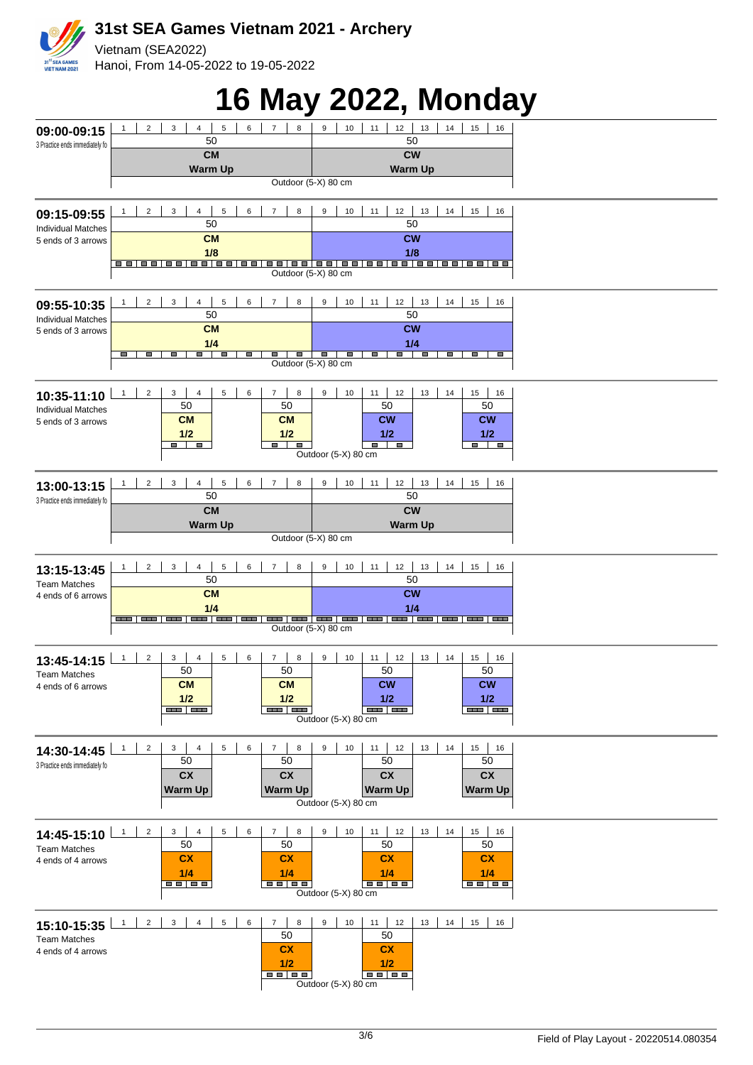# 31st SEA Games Vietnam 2021 - Archery

Vietnam (SEA2022)

Hanoi, From 14-05-2022 to 19-05-2022

# 16 May 2022, Monday

| Time | Description | Targets 1–8 | Targets 9–16 |
|---|---|---|---|
| 09:00-09:15 | 3 Practice ends immediately fo | 50 / CM / Warm Up | 50 / CW / Warm Up |

Outdoor (5-X) 80 cm

| Time | Description | Targets 1–8 | Targets 9–16 |
|---|---|---|---|
| 09:15-09:55 | Individual Matches, 5 ends of 3 arrows | 50 / CM / 1/8 | 50 / CW / 1/8 |

Outdoor (5-X) 80 cm

| Time | Description | Targets 1–8 | Targets 9–16 |
|---|---|---|---|
| 09:55-10:35 | Individual Matches, 5 ends of 3 arrows | 50 / CM / 1/4 | 50 / CW / 1/4 |

Outdoor (5-X) 80 cm

| Time | Description | Targets 3–4 | Targets 7–8 | Targets 11–12 | Targets 15–16 |
|---|---|---|---|---|---|
| 10:35-11:10 | Individual Matches, 5 ends of 3 arrows | 50 / CM / 1/2 | 50 / CM / 1/2 | 50 / CW / 1/2 | 50 / CW / 1/2 |

Outdoor (5-X) 80 cm

| Time | Description | Targets 1–8 | Targets 9–16 |
|---|---|---|---|
| 13:00-13:15 | 3 Practice ends immediately fo | 50 / CM / Warm Up | 50 / CW / Warm Up |

Outdoor (5-X) 80 cm

| Time | Description | Targets 1–8 | Targets 9–16 |
|---|---|---|---|
| 13:15-13:45 | Team Matches, 4 ends of 6 arrows | 50 / CM / 1/4 | 50 / CW / 1/4 |

Outdoor (5-X) 80 cm

| Time | Description | Targets 3–4 | Targets 7–8 | Targets 11–12 | Targets 15–16 |
|---|---|---|---|---|---|
| 13:45-14:15 | Team Matches, 4 ends of 6 arrows | 50 / CM / 1/2 | 50 / CM / 1/2 | 50 / CW / 1/2 | 50 / CW / 1/2 |

Outdoor (5-X) 80 cm

| Time | Description | Targets 3–4 | Targets 7–8 | Targets 11–12 | Targets 15–16 |
|---|---|---|---|---|---|
| 14:30-14:45 | 3 Practice ends immediately fo | 50 / CX / Warm Up | 50 / CX / Warm Up | 50 / CX / Warm Up | 50 / CX / Warm Up |

Outdoor (5-X) 80 cm

| Time | Description | Targets 3–4 | Targets 7–8 | Targets 11–12 | Targets 15–16 |
|---|---|---|---|---|---|
| 14:45-15:10 | Team Matches, 4 ends of 4 arrows | 50 / CX / 1/4 | 50 / CX / 1/4 | 50 / CX / 1/4 | 50 / CX / 1/4 |

Outdoor (5-X) 80 cm

| Time | Description | Targets 7–8 | Targets 11–12 |
|---|---|---|---|
| 15:10-15:35 | Team Matches, 4 ends of 4 arrows | 50 / CX / 1/2 | 50 / CX / 1/2 |

Outdoor (5-X) 80 cm

Field of Play Layout - 20220514.080354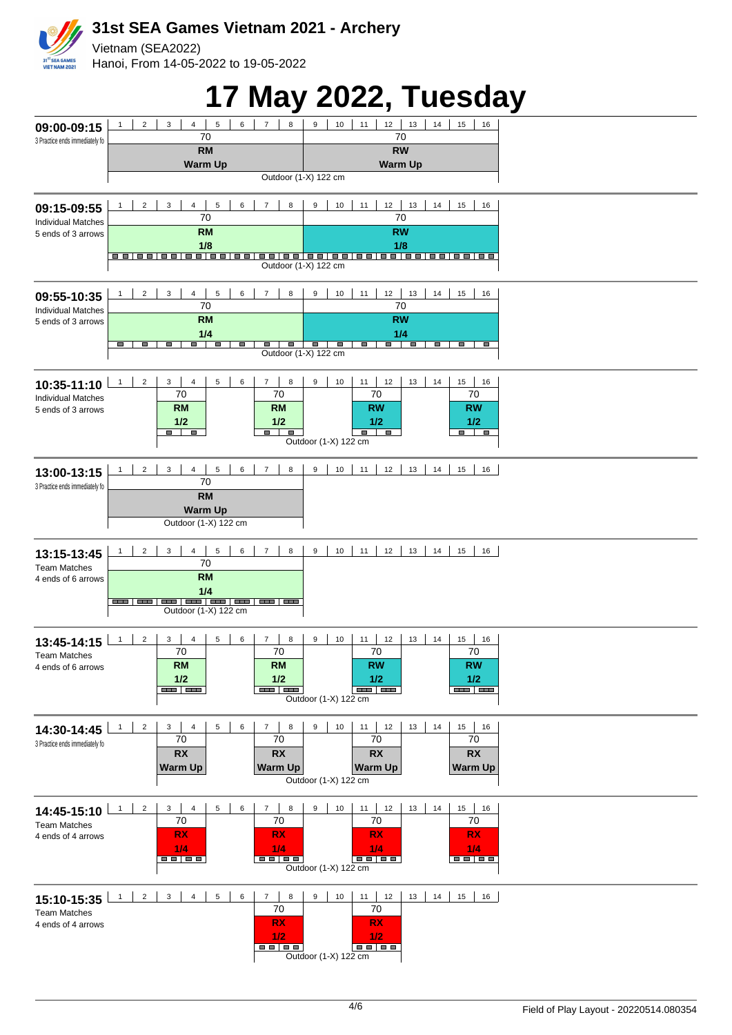# 31st SEA Games Vietnam 2021 - Archery

Vietnam (SEA2022)

Hanoi, From 14-05-2022 to 19-05-2022

# 17 May 2022, Tuesday

### 09:00-09:15
3 Practice ends immediately fo

| Targets | Distance | Event | Phase |
|---|---|---|---|
| 1-8 | 70 | RM | Warm Up |
| 9-16 | 70 | RW | Warm Up |

Outdoor (1-X) 122 cm

### 09:15-09:55
Individual Matches
5 ends of 3 arrows

| Targets | Distance | Event | Phase |
|---|---|---|---|
| 1-8 | 70 | RM | 1/8 |
| 9-16 | 70 | RW | 1/8 |

Outdoor (1-X) 122 cm

### 09:55-10:35
Individual Matches
5 ends of 3 arrows

| Targets | Distance | Event | Phase |
|---|---|---|---|
| 1-8 | 70 | RM | 1/4 |
| 9-16 | 70 | RW | 1/4 |

Outdoor (1-X) 122 cm

### 10:35-11:10
Individual Matches
5 ends of 3 arrows

| Targets | Distance | Event | Phase |
|---|---|---|---|
| 3-4 | 70 | RM | 1/2 |
| 7-8 | 70 | RM | 1/2 |
| 11-12 | 70 | RW | 1/2 |
| 15-16 | 70 | RW | 1/2 |

Outdoor (1-X) 122 cm

### 13:00-13:15
3 Practice ends immediately fo

| Targets | Distance | Event | Phase |
|---|---|---|---|
| 1-8 | 70 | RM | Warm Up |

Outdoor (1-X) 122 cm

### 13:15-13:45
Team Matches
4 ends of 6 arrows

| Targets | Distance | Event | Phase |
|---|---|---|---|
| 1-8 | 70 | RM | 1/4 |

Outdoor (1-X) 122 cm

### 13:45-14:15
Team Matches
4 ends of 6 arrows

| Targets | Distance | Event | Phase |
|---|---|---|---|
| 3-4 | 70 | RM | 1/2 |
| 7-8 | 70 | RM | 1/2 |
| 11-12 | 70 | RW | 1/2 |
| 15-16 | 70 | RW | 1/2 |

Outdoor (1-X) 122 cm

### 14:30-14:45
3 Practice ends immediately fo

| Targets | Distance | Event | Phase |
|---|---|---|---|
| 3-4 | 70 | RX | Warm Up |
| 7-8 | 70 | RX | Warm Up |
| 11-12 | 70 | RX | Warm Up |
| 15-16 | 70 | RX | Warm Up |

Outdoor (1-X) 122 cm

### 14:45-15:10
Team Matches
4 ends of 4 arrows

| Targets | Distance | Event | Phase |
|---|---|---|---|
| 3-4 | 70 | RX | 1/4 |
| 7-8 | 70 | RX | 1/4 |
| 11-12 | 70 | RX | 1/4 |
| 15-16 | 70 | RX | 1/4 |

Outdoor (1-X) 122 cm

### 15:10-15:35
Team Matches
4 ends of 4 arrows

| Targets | Distance | Event | Phase |
|---|---|---|---|
| 7-8 | 70 | RX | 1/2 |
| 11-12 | 70 | RX | 1/2 |

Outdoor (1-X) 122 cm

Field of Play Layout - 20220514.080354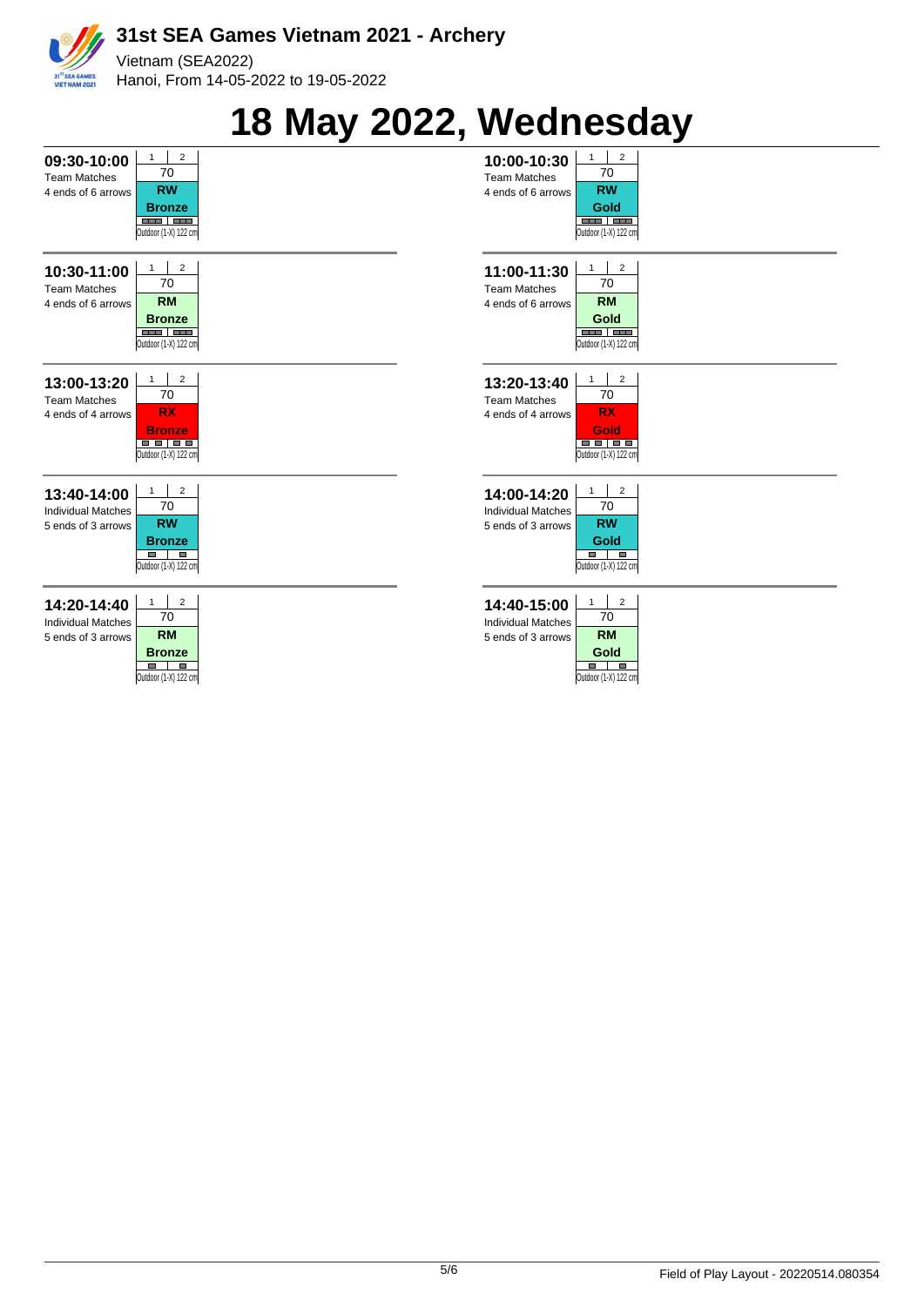# 31st SEA Games Vietnam 2021 - Archery

Vietnam (SEA2022)
Hanoi, From 14-05-2022 to 19-05-2022

## 18 May 2022, Wednesday

**09:30-10:00**
Team Matches
4 ends of 6 arrows

| 1 | 2 |
|---|---|
| 70 | |
| **RW** | |
| **Bronze** | |
| Outdoor (1-X) 122 cm | |

**10:00-10:30**
Team Matches
4 ends of 6 arrows

| 1 | 2 |
|---|---|
| 70 | |
| **RW** | |
| **Gold** | |
| Outdoor (1-X) 122 cm | |

**10:30-11:00**
Team Matches
4 ends of 6 arrows

| 1 | 2 |
|---|---|
| 70 | |
| **RM** | |
| **Bronze** | |
| Outdoor (1-X) 122 cm | |

**11:00-11:30**
Team Matches
4 ends of 6 arrows

| 1 | 2 |
|---|---|
| 70 | |
| **RM** | |
| **Gold** | |
| Outdoor (1-X) 122 cm | |

**13:00-13:20**
Team Matches
4 ends of 4 arrows

| 1 | 2 |
|---|---|
| 70 | |
| **RX** | |
| **Bronze** | |
| Outdoor (1-X) 122 cm | |

**13:20-13:40**
Team Matches
4 ends of 4 arrows

| 1 | 2 |
|---|---|
| 70 | |
| **RX** | |
| **Gold** | |
| Outdoor (1-X) 122 cm | |

**13:40-14:00**
Individual Matches
5 ends of 3 arrows

| 1 | 2 |
|---|---|
| 70 | |
| **RW** | |
| **Bronze** | |
| Outdoor (1-X) 122 cm | |

**14:00-14:20**
Individual Matches
5 ends of 3 arrows

| 1 | 2 |
|---|---|
| 70 | |
| **RW** | |
| **Gold** | |
| Outdoor (1-X) 122 cm | |

**14:20-14:40**
Individual Matches
5 ends of 3 arrows

| 1 | 2 |
|---|---|
| 70 | |
| **RM** | |
| **Bronze** | |
| Outdoor (1-X) 122 cm | |

**14:40-15:00**
Individual Matches
5 ends of 3 arrows

| 1 | 2 |
|---|---|
| 70 | |
| **RM** | |
| **Gold** | |
| Outdoor (1-X) 122 cm | |

Field of Play Layout - 20220514.080354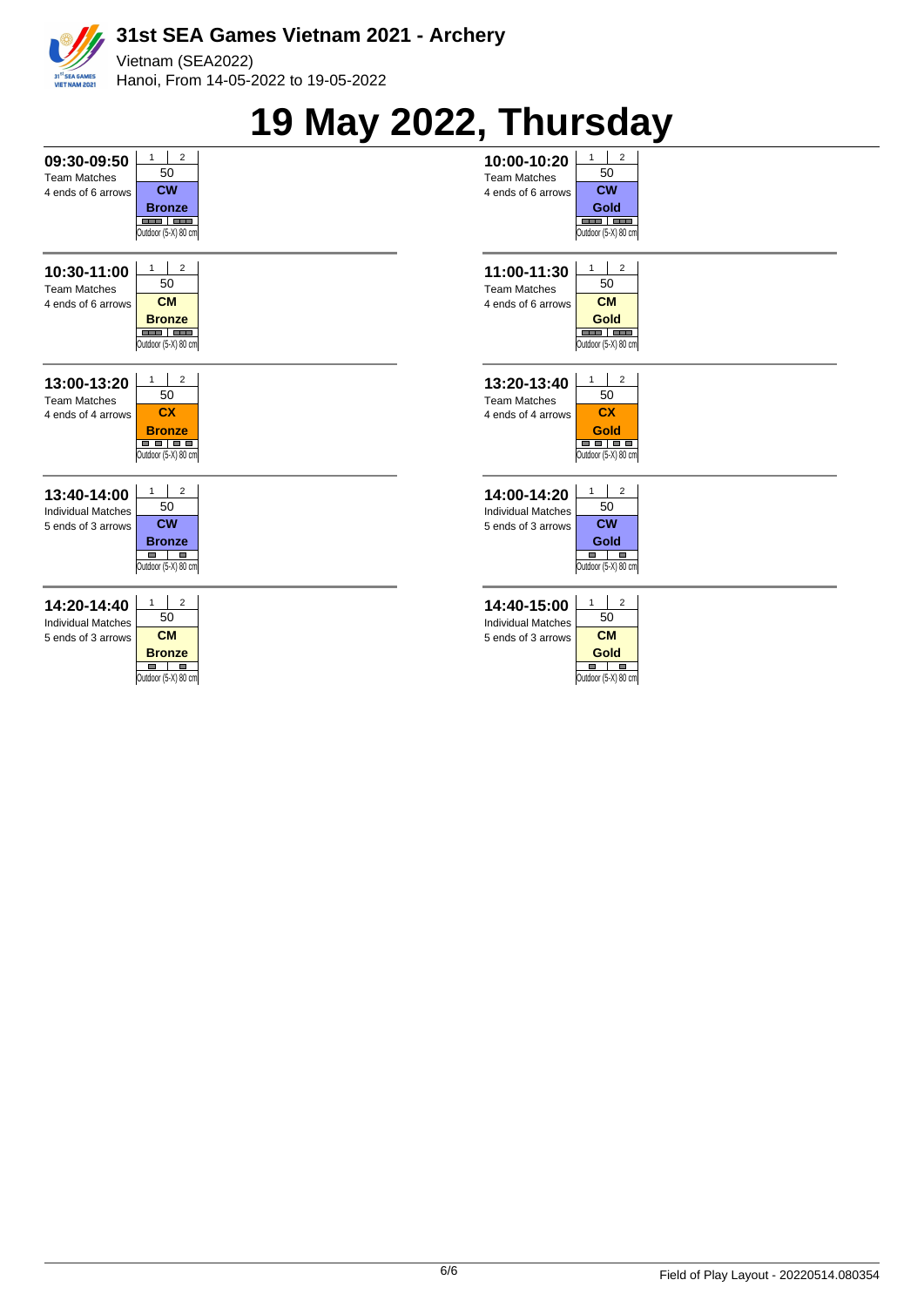# 19 May 2022, Thursday

**09:30-09:50**
Team Matches
4 ends of 6 arrows

| 1 | 2 |
|---|---|
| 50 | |
| **CW** | |
| **Bronze** | |

Outdoor (5-X) 80 cm

**10:00-10:20**
Team Matches
4 ends of 6 arrows

| 1 | 2 |
|---|---|
| 50 | |
| **CW** | |
| **Gold** | |

Outdoor (5-X) 80 cm

**10:30-11:00**
Team Matches
4 ends of 6 arrows

| 1 | 2 |
|---|---|
| 50 | |
| **CM** | |
| **Bronze** | |

Outdoor (5-X) 80 cm

**11:00-11:30**
Team Matches
4 ends of 6 arrows

| 1 | 2 |
|---|---|
| 50 | |
| **CM** | |
| **Gold** | |

Outdoor (5-X) 80 cm

**13:00-13:20**
Team Matches
4 ends of 4 arrows

| 1 | 2 |
|---|---|
| 50 | |
| **CX** | |
| **Bronze** | |

Outdoor (5-X) 80 cm

**13:20-13:40**
Team Matches
4 ends of 4 arrows

| 1 | 2 |
|---|---|
| 50 | |
| **CX** | |
| **Gold** | |

Outdoor (5-X) 80 cm

**13:40-14:00**
Individual Matches
5 ends of 3 arrows

| 1 | 2 |
|---|---|
| 50 | |
| **CW** | |
| **Bronze** | |

Outdoor (5-X) 80 cm

**14:00-14:20**
Individual Matches
5 ends of 3 arrows

| 1 | 2 |
|---|---|
| 50 | |
| **CW** | |
| **Gold** | |

Outdoor (5-X) 80 cm

**14:20-14:40**
Individual Matches
5 ends of 3 arrows

| 1 | 2 |
|---|---|
| 50 | |
| **CM** | |
| **Bronze** | |

Outdoor (5-X) 80 cm

**14:40-15:00**
Individual Matches
5 ends of 3 arrows

| 1 | 2 |
|---|---|
| 50 | |
| **CM** | |
| **Gold** | |

Outdoor (5-X) 80 cm